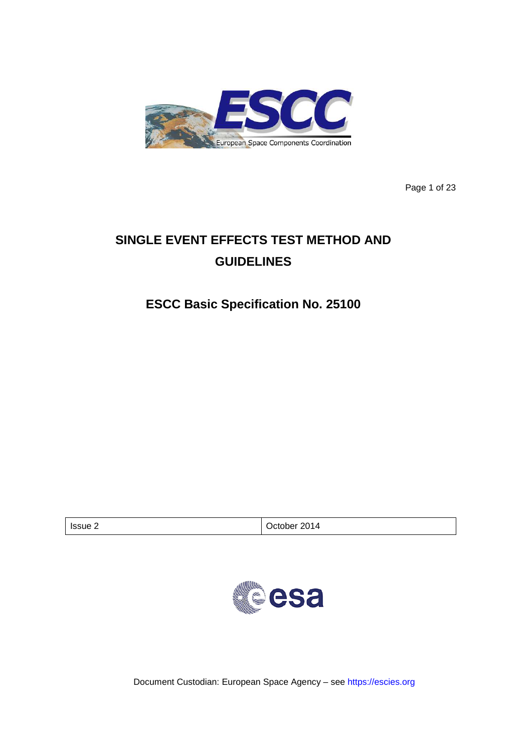# SINGLE EVENT EFFECTS TEST METHOD AND GUIDELINES

## ESCC Basic Specification No. 25100

| Issue 2 | October 2014 |
| --- | --- |

Document Custodian: European Space Agency – see https://escies.org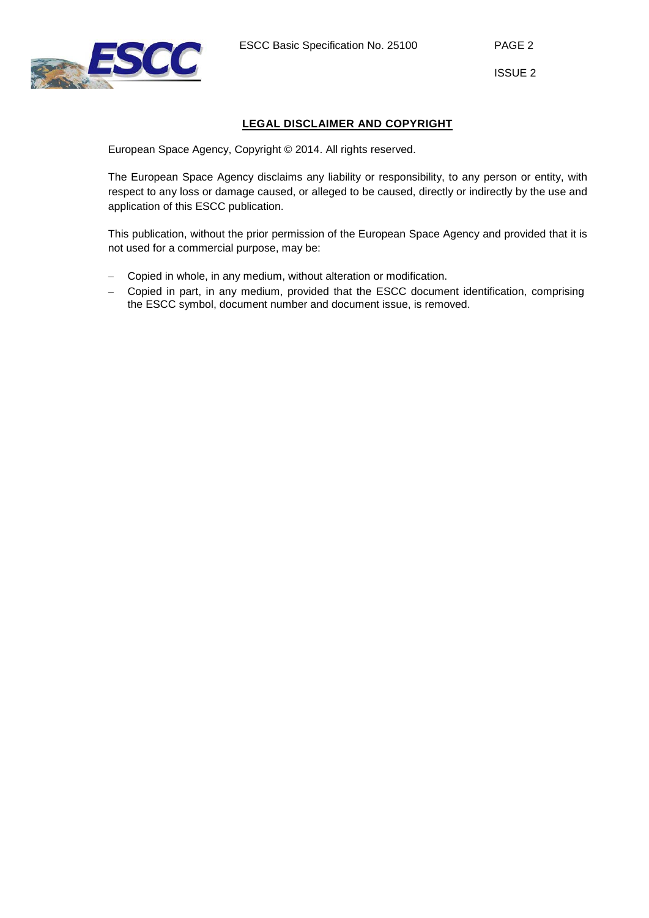## LEGAL DISCLAIMER AND COPYRIGHT

European Space Agency, Copyright © 2014. All rights reserved.

The European Space Agency disclaims any liability or responsibility, to any person or entity, with respect to any loss or damage caused, or alleged to be caused, directly or indirectly by the use and application of this ESCC publication.

This publication, without the prior permission of the European Space Agency and provided that it is not used for a commercial purpose, may be:

- Copied in whole, in any medium, without alteration or modification.
- Copied in part, in any medium, provided that the ESCC document identification, comprising the ESCC symbol, document number and document issue, is removed.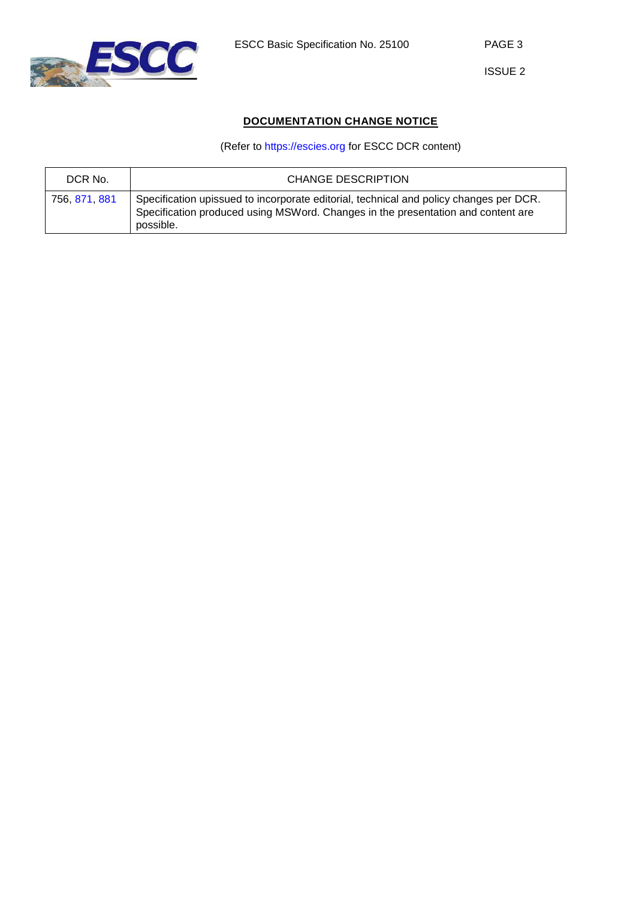## DOCUMENTATION CHANGE NOTICE

(Refer to https://escies.org for ESCC DCR content)

| DCR No. | CHANGE DESCRIPTION |
|---|---|
| 756, 871, 881 | Specification upissued to incorporate editorial, technical and policy changes per DCR. Specification produced using MSWord. Changes in the presentation and content are possible. |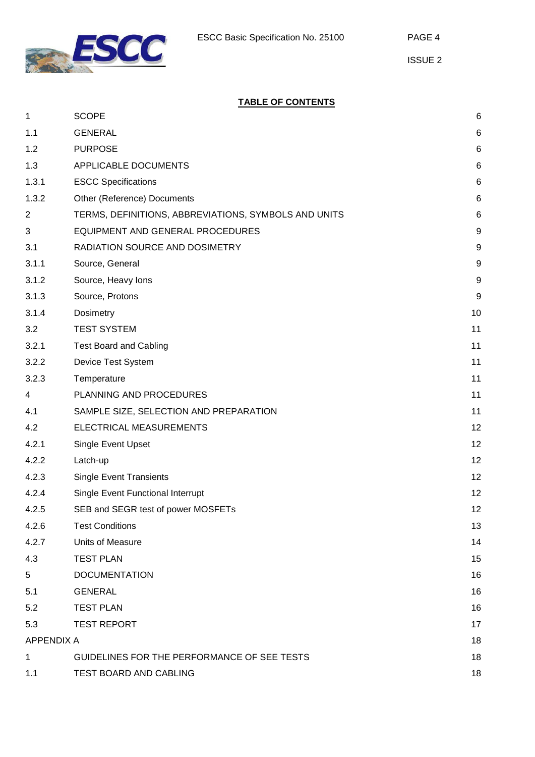## TABLE OF CONTENTS

| | | |
|---|---|---|
| 1 | SCOPE | 6 |
| 1.1 | GENERAL | 6 |
| 1.2 | PURPOSE | 6 |
| 1.3 | APPLICABLE DOCUMENTS | 6 |
| 1.3.1 | ESCC Specifications | 6 |
| 1.3.2 | Other (Reference) Documents | 6 |
| 2 | TERMS, DEFINITIONS, ABBREVIATIONS, SYMBOLS AND UNITS | 6 |
| 3 | EQUIPMENT AND GENERAL PROCEDURES | 9 |
| 3.1 | RADIATION SOURCE AND DOSIMETRY | 9 |
| 3.1.1 | Source, General | 9 |
| 3.1.2 | Source, Heavy Ions | 9 |
| 3.1.3 | Source, Protons | 9 |
| 3.1.4 | Dosimetry | 10 |
| 3.2 | TEST SYSTEM | 11 |
| 3.2.1 | Test Board and Cabling | 11 |
| 3.2.2 | Device Test System | 11 |
| 3.2.3 | Temperature | 11 |
| 4 | PLANNING AND PROCEDURES | 11 |
| 4.1 | SAMPLE SIZE, SELECTION AND PREPARATION | 11 |
| 4.2 | ELECTRICAL MEASUREMENTS | 12 |
| 4.2.1 | Single Event Upset | 12 |
| 4.2.2 | Latch-up | 12 |
| 4.2.3 | Single Event Transients | 12 |
| 4.2.4 | Single Event Functional Interrupt | 12 |
| 4.2.5 | SEB and SEGR test of power MOSFETs | 12 |
| 4.2.6 | Test Conditions | 13 |
| 4.2.7 | Units of Measure | 14 |
| 4.3 | TEST PLAN | 15 |
| 5 | DOCUMENTATION | 16 |
| 5.1 | GENERAL | 16 |
| 5.2 | TEST PLAN | 16 |
| 5.3 | TEST REPORT | 17 |
| APPENDIX A | | 18 |
| 1 | GUIDELINES FOR THE PERFORMANCE OF SEE TESTS | 18 |
| 1.1 | TEST BOARD AND CABLING | 18 |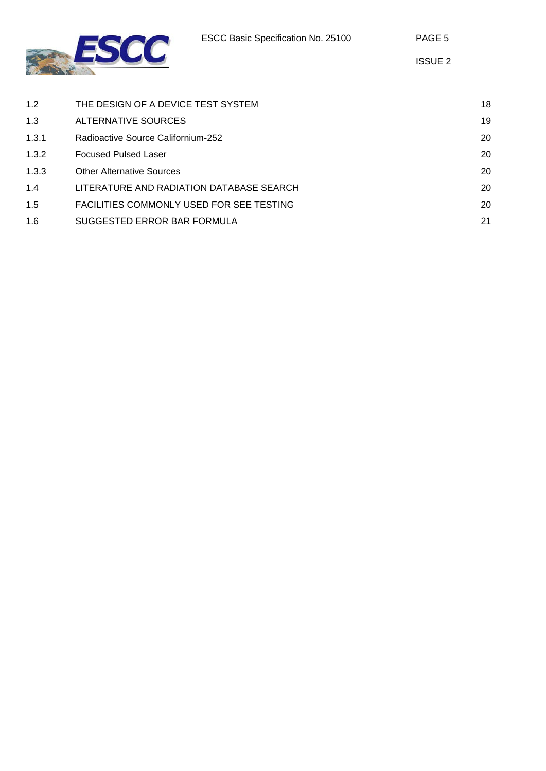| | | |
|---|---|---|
| 1.2 | THE DESIGN OF A DEVICE TEST SYSTEM | 18 |
| 1.3 | ALTERNATIVE SOURCES | 19 |
| 1.3.1 | Radioactive Source Californium-252 | 20 |
| 1.3.2 | Focused Pulsed Laser | 20 |
| 1.3.3 | Other Alternative Sources | 20 |
| 1.4 | LITERATURE AND RADIATION DATABASE SEARCH | 20 |
| 1.5 | FACILITIES COMMONLY USED FOR SEE TESTING | 20 |
| 1.6 | SUGGESTED ERROR BAR FORMULA | 21 |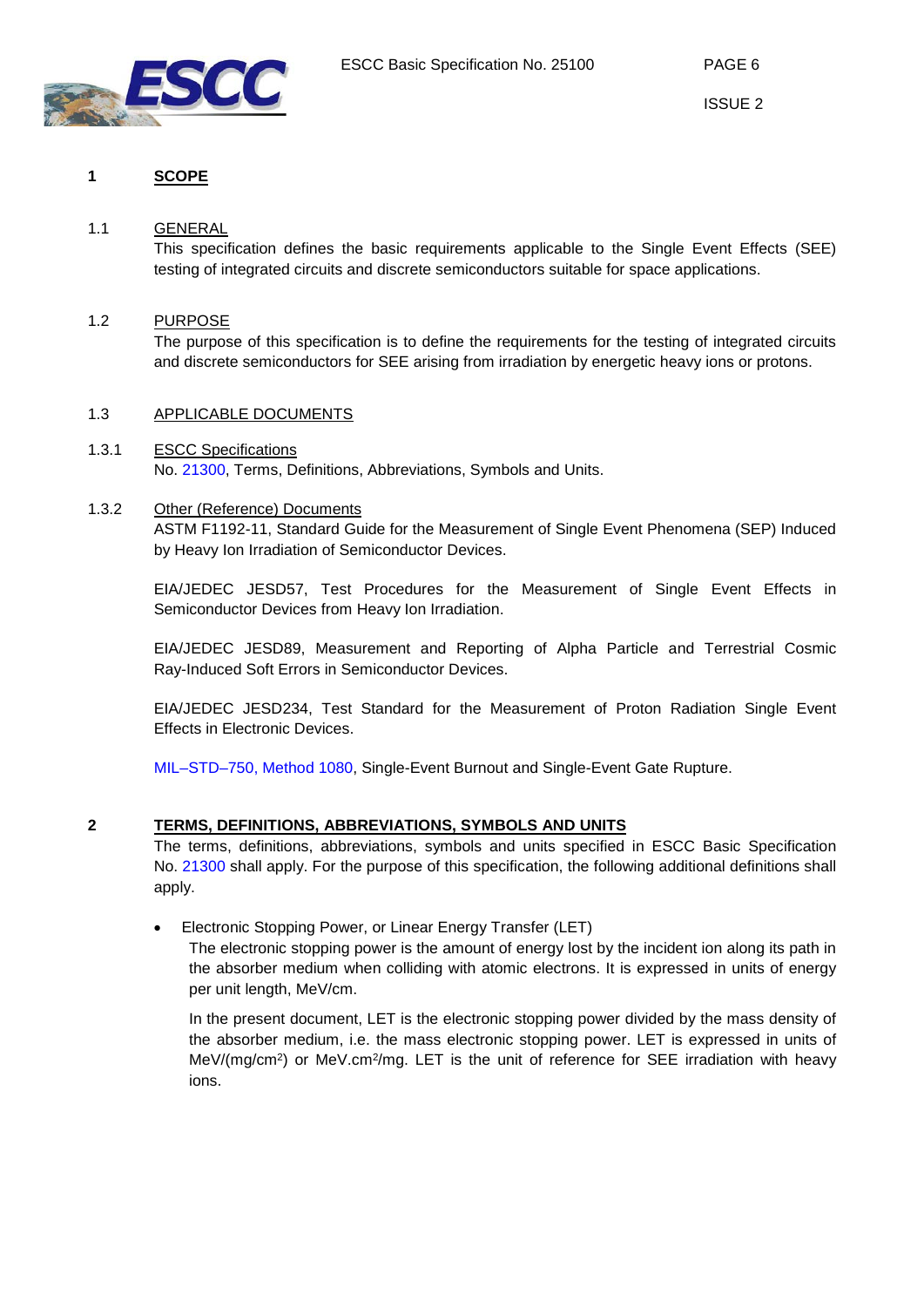# 1 SCOPE

## 1.1 GENERAL

This specification defines the basic requirements applicable to the Single Event Effects (SEE) testing of integrated circuits and discrete semiconductors suitable for space applications.

## 1.2 PURPOSE

The purpose of this specification is to define the requirements for the testing of integrated circuits and discrete semiconductors for SEE arising from irradiation by energetic heavy ions or protons.

## 1.3 APPLICABLE DOCUMENTS

### 1.3.1 ESCC Specifications

No. 21300, Terms, Definitions, Abbreviations, Symbols and Units.

### 1.3.2 Other (Reference) Documents

ASTM F1192-11, Standard Guide for the Measurement of Single Event Phenomena (SEP) Induced by Heavy Ion Irradiation of Semiconductor Devices.

EIA/JEDEC JESD57, Test Procedures for the Measurement of Single Event Effects in Semiconductor Devices from Heavy Ion Irradiation.

EIA/JEDEC JESD89, Measurement and Reporting of Alpha Particle and Terrestrial Cosmic Ray-Induced Soft Errors in Semiconductor Devices.

EIA/JEDEC JESD234, Test Standard for the Measurement of Proton Radiation Single Event Effects in Electronic Devices.

MIL–STD–750, Method 1080, Single-Event Burnout and Single-Event Gate Rupture.

# 2 TERMS, DEFINITIONS, ABBREVIATIONS, SYMBOLS AND UNITS

The terms, definitions, abbreviations, symbols and units specified in ESCC Basic Specification No. 21300 shall apply. For the purpose of this specification, the following additional definitions shall apply.

- Electronic Stopping Power, or Linear Energy Transfer (LET)

  The electronic stopping power is the amount of energy lost by the incident ion along its path in the absorber medium when colliding with atomic electrons. It is expressed in units of energy per unit length, MeV/cm.

  In the present document, LET is the electronic stopping power divided by the mass density of the absorber medium, i.e. the mass electronic stopping power. LET is expressed in units of MeV/(mg/cm$^2$) or MeV.cm$^2$/mg. LET is the unit of reference for SEE irradiation with heavy ions.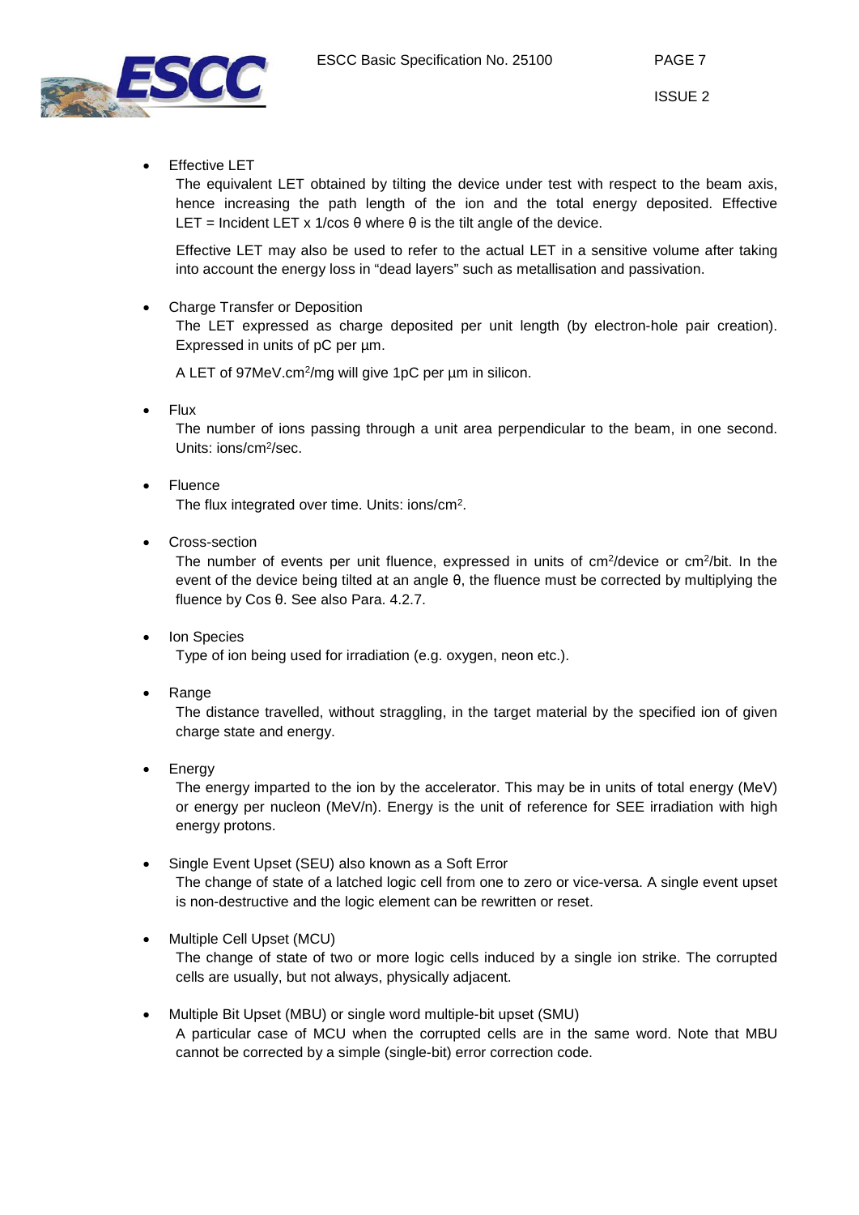- Effective LET

  The equivalent LET obtained by tilting the device under test with respect to the beam axis, hence increasing the path length of the ion and the total energy deposited. Effective LET = Incident LET x 1/cos θ where θ is the tilt angle of the device.

  Effective LET may also be used to refer to the actual LET in a sensitive volume after taking into account the energy loss in "dead layers" such as metallisation and passivation.

- Charge Transfer or Deposition

  The LET expressed as charge deposited per unit length (by electron-hole pair creation). Expressed in units of pC per µm.

  A LET of 97MeV.cm$^2$/mg will give 1pC per µm in silicon.

- Flux

  The number of ions passing through a unit area perpendicular to the beam, in one second. Units: ions/cm$^2$/sec.

- Fluence

  The flux integrated over time. Units: ions/cm$^2$.

- Cross-section

  The number of events per unit fluence, expressed in units of cm$^2$/device or cm$^2$/bit. In the event of the device being tilted at an angle θ, the fluence must be corrected by multiplying the fluence by Cos θ. See also Para. 4.2.7.

- Ion Species

  Type of ion being used for irradiation (e.g. oxygen, neon etc.).

- Range

  The distance travelled, without straggling, in the target material by the specified ion of given charge state and energy.

- Energy

  The energy imparted to the ion by the accelerator. This may be in units of total energy (MeV) or energy per nucleon (MeV/n). Energy is the unit of reference for SEE irradiation with high energy protons.

- Single Event Upset (SEU) also known as a Soft Error

  The change of state of a latched logic cell from one to zero or vice-versa. A single event upset is non-destructive and the logic element can be rewritten or reset.

- Multiple Cell Upset (MCU)

  The change of state of two or more logic cells induced by a single ion strike. The corrupted cells are usually, but not always, physically adjacent.

- Multiple Bit Upset (MBU) or single word multiple-bit upset (SMU)

  A particular case of MCU when the corrupted cells are in the same word. Note that MBU cannot be corrected by a simple (single-bit) error correction code.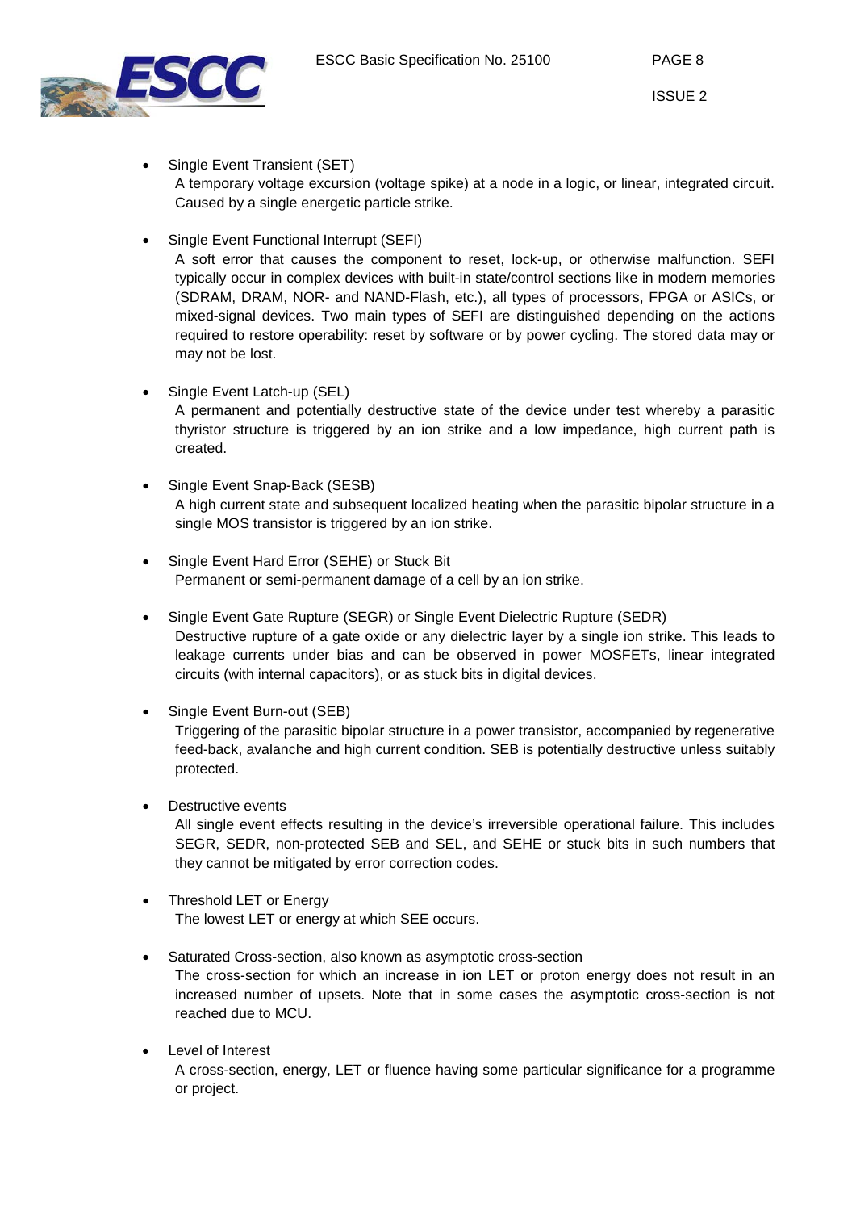- Single Event Transient (SET)
  A temporary voltage excursion (voltage spike) at a node in a logic, or linear, integrated circuit. Caused by a single energetic particle strike.

- Single Event Functional Interrupt (SEFI)
  A soft error that causes the component to reset, lock-up, or otherwise malfunction. SEFI typically occur in complex devices with built-in state/control sections like in modern memories (SDRAM, DRAM, NOR- and NAND-Flash, etc.), all types of processors, FPGA or ASICs, or mixed-signal devices. Two main types of SEFI are distinguished depending on the actions required to restore operability: reset by software or by power cycling. The stored data may or may not be lost.

- Single Event Latch-up (SEL)
  A permanent and potentially destructive state of the device under test whereby a parasitic thyristor structure is triggered by an ion strike and a low impedance, high current path is created.

- Single Event Snap-Back (SESB)
  A high current state and subsequent localized heating when the parasitic bipolar structure in a single MOS transistor is triggered by an ion strike.

- Single Event Hard Error (SEHE) or Stuck Bit
  Permanent or semi-permanent damage of a cell by an ion strike.

- Single Event Gate Rupture (SEGR) or Single Event Dielectric Rupture (SEDR)
  Destructive rupture of a gate oxide or any dielectric layer by a single ion strike. This leads to leakage currents under bias and can be observed in power MOSFETs, linear integrated circuits (with internal capacitors), or as stuck bits in digital devices.

- Single Event Burn-out (SEB)
  Triggering of the parasitic bipolar structure in a power transistor, accompanied by regenerative feed-back, avalanche and high current condition. SEB is potentially destructive unless suitably protected.

- Destructive events
  All single event effects resulting in the device's irreversible operational failure. This includes SEGR, SEDR, non-protected SEB and SEL, and SEHE or stuck bits in such numbers that they cannot be mitigated by error correction codes.

- Threshold LET or Energy
  The lowest LET or energy at which SEE occurs.

- Saturated Cross-section, also known as asymptotic cross-section
  The cross-section for which an increase in ion LET or proton energy does not result in an increased number of upsets. Note that in some cases the asymptotic cross-section is not reached due to MCU.

- Level of Interest
  A cross-section, energy, LET or fluence having some particular significance for a programme or project.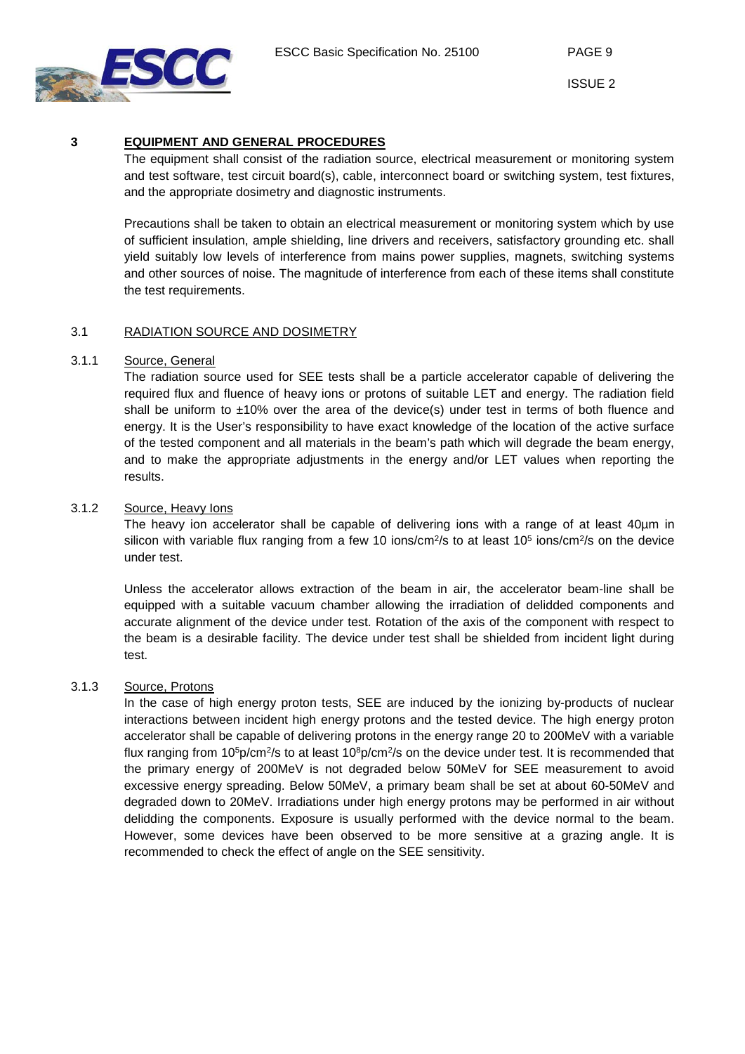# 3 EQUIPMENT AND GENERAL PROCEDURES

The equipment shall consist of the radiation source, electrical measurement or monitoring system and test software, test circuit board(s), cable, interconnect board or switching system, test fixtures, and the appropriate dosimetry and diagnostic instruments.

Precautions shall be taken to obtain an electrical measurement or monitoring system which by use of sufficient insulation, ample shielding, line drivers and receivers, satisfactory grounding etc. shall yield suitably low levels of interference from mains power supplies, magnets, switching systems and other sources of noise. The magnitude of interference from each of these items shall constitute the test requirements.

## 3.1 RADIATION SOURCE AND DOSIMETRY

### 3.1.1 Source, General

The radiation source used for SEE tests shall be a particle accelerator capable of delivering the required flux and fluence of heavy ions or protons of suitable LET and energy. The radiation field shall be uniform to ±10% over the area of the device(s) under test in terms of both fluence and energy. It is the User's responsibility to have exact knowledge of the location of the active surface of the tested component and all materials in the beam's path which will degrade the beam energy, and to make the appropriate adjustments in the energy and/or LET values when reporting the results.

### 3.1.2 Source, Heavy Ions

The heavy ion accelerator shall be capable of delivering ions with a range of at least 40µm in silicon with variable flux ranging from a few 10 ions/cm$^2$/s to at least $10^5$ ions/cm$^2$/s on the device under test.

Unless the accelerator allows extraction of the beam in air, the accelerator beam-line shall be equipped with a suitable vacuum chamber allowing the irradiation of delidded components and accurate alignment of the device under test. Rotation of the axis of the component with respect to the beam is a desirable facility. The device under test shall be shielded from incident light during test.

### 3.1.3 Source, Protons

In the case of high energy proton tests, SEE are induced by the ionizing by-products of nuclear interactions between incident high energy protons and the tested device. The high energy proton accelerator shall be capable of delivering protons in the energy range 20 to 200MeV with a variable flux ranging from $10^5$p/cm$^2$/s to at least $10^8$p/cm$^2$/s on the device under test. It is recommended that the primary energy of 200MeV is not degraded below 50MeV for SEE measurement to avoid excessive energy spreading. Below 50MeV, a primary beam shall be set at about 60-50MeV and degraded down to 20MeV. Irradiations under high energy protons may be performed in air without delidding the components. Exposure is usually performed with the device normal to the beam. However, some devices have been observed to be more sensitive at a grazing angle. It is recommended to check the effect of angle on the SEE sensitivity.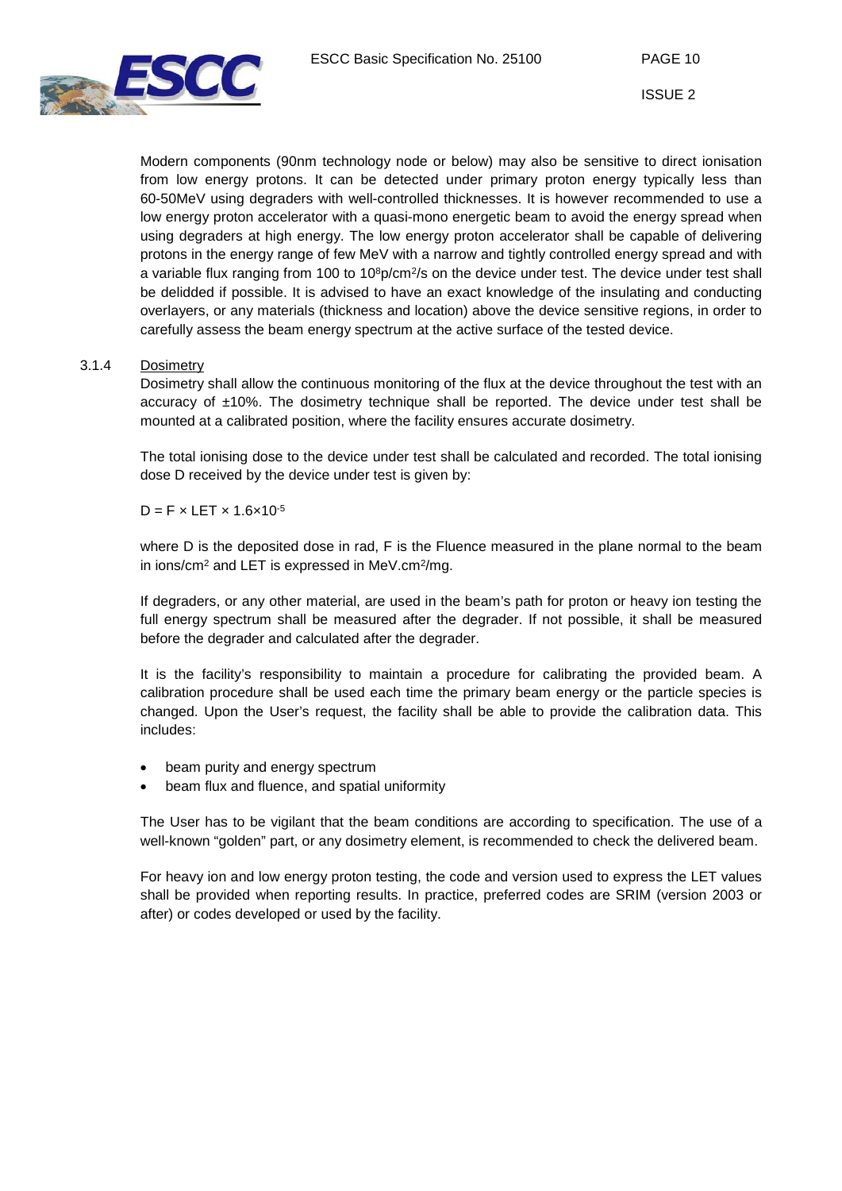Modern components (90nm technology node or below) may also be sensitive to direct ionisation from low energy protons. It can be detected under primary proton energy typically less than 60-50MeV using degraders with well-controlled thicknesses. It is however recommended to use a low energy proton accelerator with a quasi-mono energetic beam to avoid the energy spread when using degraders at high energy. The low energy proton accelerator shall be capable of delivering protons in the energy range of few MeV with a narrow and tightly controlled energy spread and with a variable flux ranging from 100 to $10^8$p/cm$^2$/s on the device under test. The device under test shall be delidded if possible. It is advised to have an exact knowledge of the insulating and conducting overlayers, or any materials (thickness and location) above the device sensitive regions, in order to carefully assess the beam energy spectrum at the active surface of the tested device.

### 3.1.4 Dosimetry

Dosimetry shall allow the continuous monitoring of the flux at the device throughout the test with an accuracy of ±10%. The dosimetry technique shall be reported. The device under test shall be mounted at a calibrated position, where the facility ensures accurate dosimetry.

The total ionising dose to the device under test shall be calculated and recorded. The total ionising dose D received by the device under test is given by:

$$D = F \times LET \times 1.6 \times 10^{-5}$$

where D is the deposited dose in rad, F is the Fluence measured in the plane normal to the beam in ions/cm$^2$ and LET is expressed in MeV.cm$^2$/mg.

If degraders, or any other material, are used in the beam's path for proton or heavy ion testing the full energy spectrum shall be measured after the degrader. If not possible, it shall be measured before the degrader and calculated after the degrader.

It is the facility's responsibility to maintain a procedure for calibrating the provided beam. A calibration procedure shall be used each time the primary beam energy or the particle species is changed. Upon the User's request, the facility shall be able to provide the calibration data. This includes:

- beam purity and energy spectrum
- beam flux and fluence, and spatial uniformity

The User has to be vigilant that the beam conditions are according to specification. The use of a well-known "golden" part, or any dosimetry element, is recommended to check the delivered beam.

For heavy ion and low energy proton testing, the code and version used to express the LET values shall be provided when reporting results. In practice, preferred codes are SRIM (version 2003 or after) or codes developed or used by the facility.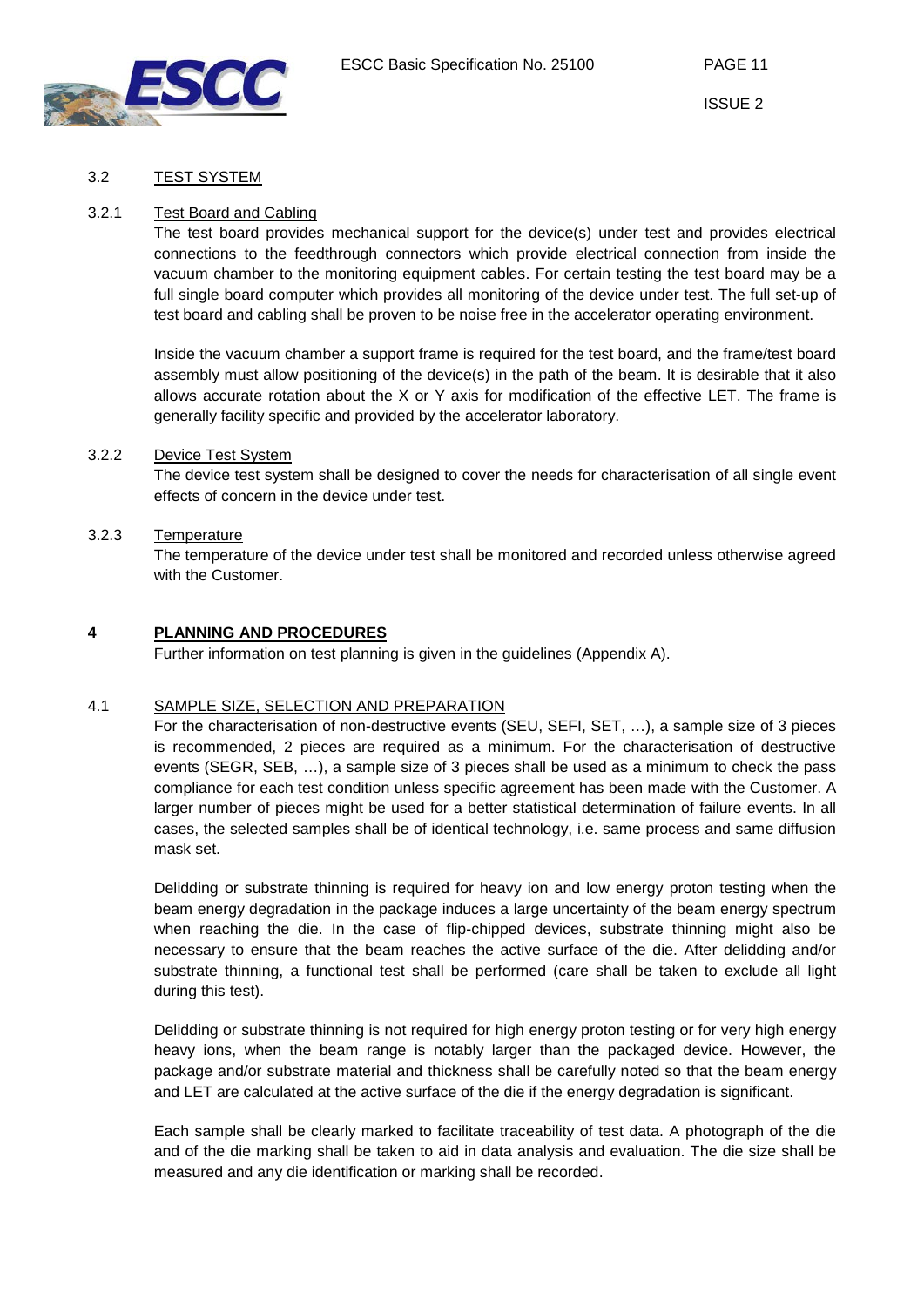### 3.2 TEST SYSTEM

#### 3.2.1 Test Board and Cabling

The test board provides mechanical support for the device(s) under test and provides electrical connections to the feedthrough connectors which provide electrical connection from inside the vacuum chamber to the monitoring equipment cables. For certain testing the test board may be a full single board computer which provides all monitoring of the device under test. The full set-up of test board and cabling shall be proven to be noise free in the accelerator operating environment.

Inside the vacuum chamber a support frame is required for the test board, and the frame/test board assembly must allow positioning of the device(s) in the path of the beam. It is desirable that it also allows accurate rotation about the X or Y axis for modification of the effective LET. The frame is generally facility specific and provided by the accelerator laboratory.

#### 3.2.2 Device Test System

The device test system shall be designed to cover the needs for characterisation of all single event effects of concern in the device under test.

#### 3.2.3 Temperature

The temperature of the device under test shall be monitored and recorded unless otherwise agreed with the Customer.

## 4 PLANNING AND PROCEDURES

Further information on test planning is given in the guidelines (Appendix A).

### 4.1 SAMPLE SIZE, SELECTION AND PREPARATION

For the characterisation of non-destructive events (SEU, SEFI, SET, …), a sample size of 3 pieces is recommended, 2 pieces are required as a minimum. For the characterisation of destructive events (SEGR, SEB, …), a sample size of 3 pieces shall be used as a minimum to check the pass compliance for each test condition unless specific agreement has been made with the Customer. A larger number of pieces might be used for a better statistical determination of failure events. In all cases, the selected samples shall be of identical technology, i.e. same process and same diffusion mask set.

Delidding or substrate thinning is required for heavy ion and low energy proton testing when the beam energy degradation in the package induces a large uncertainty of the beam energy spectrum when reaching the die. In the case of flip-chipped devices, substrate thinning might also be necessary to ensure that the beam reaches the active surface of the die. After delidding and/or substrate thinning, a functional test shall be performed (care shall be taken to exclude all light during this test).

Delidding or substrate thinning is not required for high energy proton testing or for very high energy heavy ions, when the beam range is notably larger than the packaged device. However, the package and/or substrate material and thickness shall be carefully noted so that the beam energy and LET are calculated at the active surface of the die if the energy degradation is significant.

Each sample shall be clearly marked to facilitate traceability of test data. A photograph of the die and of the die marking shall be taken to aid in data analysis and evaluation. The die size shall be measured and any die identification or marking shall be recorded.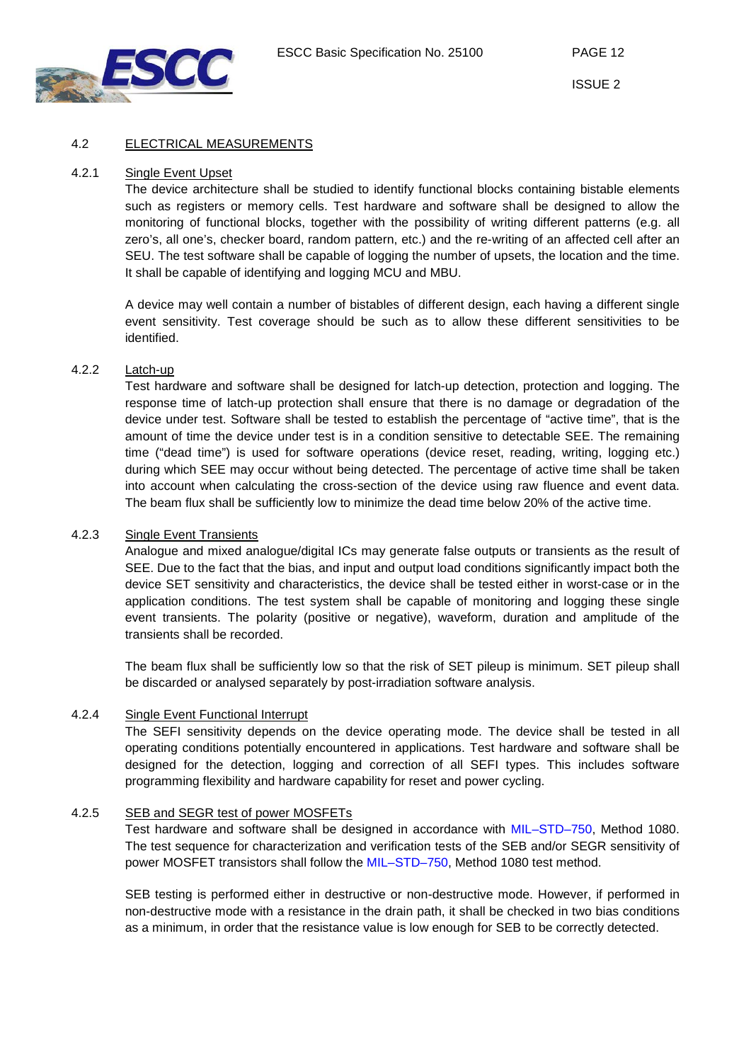## 4.2 ELECTRICAL MEASUREMENTS

### 4.2.1 Single Event Upset

The device architecture shall be studied to identify functional blocks containing bistable elements such as registers or memory cells. Test hardware and software shall be designed to allow the monitoring of functional blocks, together with the possibility of writing different patterns (e.g. all zero's, all one's, checker board, random pattern, etc.) and the re-writing of an affected cell after an SEU. The test software shall be capable of logging the number of upsets, the location and the time. It shall be capable of identifying and logging MCU and MBU.

A device may well contain a number of bistables of different design, each having a different single event sensitivity. Test coverage should be such as to allow these different sensitivities to be identified.

### 4.2.2 Latch-up

Test hardware and software shall be designed for latch-up detection, protection and logging. The response time of latch-up protection shall ensure that there is no damage or degradation of the device under test. Software shall be tested to establish the percentage of "active time", that is the amount of time the device under test is in a condition sensitive to detectable SEE. The remaining time ("dead time") is used for software operations (device reset, reading, writing, logging etc.) during which SEE may occur without being detected. The percentage of active time shall be taken into account when calculating the cross-section of the device using raw fluence and event data. The beam flux shall be sufficiently low to minimize the dead time below 20% of the active time.

### 4.2.3 Single Event Transients

Analogue and mixed analogue/digital ICs may generate false outputs or transients as the result of SEE. Due to the fact that the bias, and input and output load conditions significantly impact both the device SET sensitivity and characteristics, the device shall be tested either in worst-case or in the application conditions. The test system shall be capable of monitoring and logging these single event transients. The polarity (positive or negative), waveform, duration and amplitude of the transients shall be recorded.

The beam flux shall be sufficiently low so that the risk of SET pileup is minimum. SET pileup shall be discarded or analysed separately by post-irradiation software analysis.

### 4.2.4 Single Event Functional Interrupt

The SEFI sensitivity depends on the device operating mode. The device shall be tested in all operating conditions potentially encountered in applications. Test hardware and software shall be designed for the detection, logging and correction of all SEFI types. This includes software programming flexibility and hardware capability for reset and power cycling.

### 4.2.5 SEB and SEGR test of power MOSFETs

Test hardware and software shall be designed in accordance with MIL–STD–750, Method 1080. The test sequence for characterization and verification tests of the SEB and/or SEGR sensitivity of power MOSFET transistors shall follow the MIL–STD–750, Method 1080 test method.

SEB testing is performed either in destructive or non-destructive mode. However, if performed in non-destructive mode with a resistance in the drain path, it shall be checked in two bias conditions as a minimum, in order that the resistance value is low enough for SEB to be correctly detected.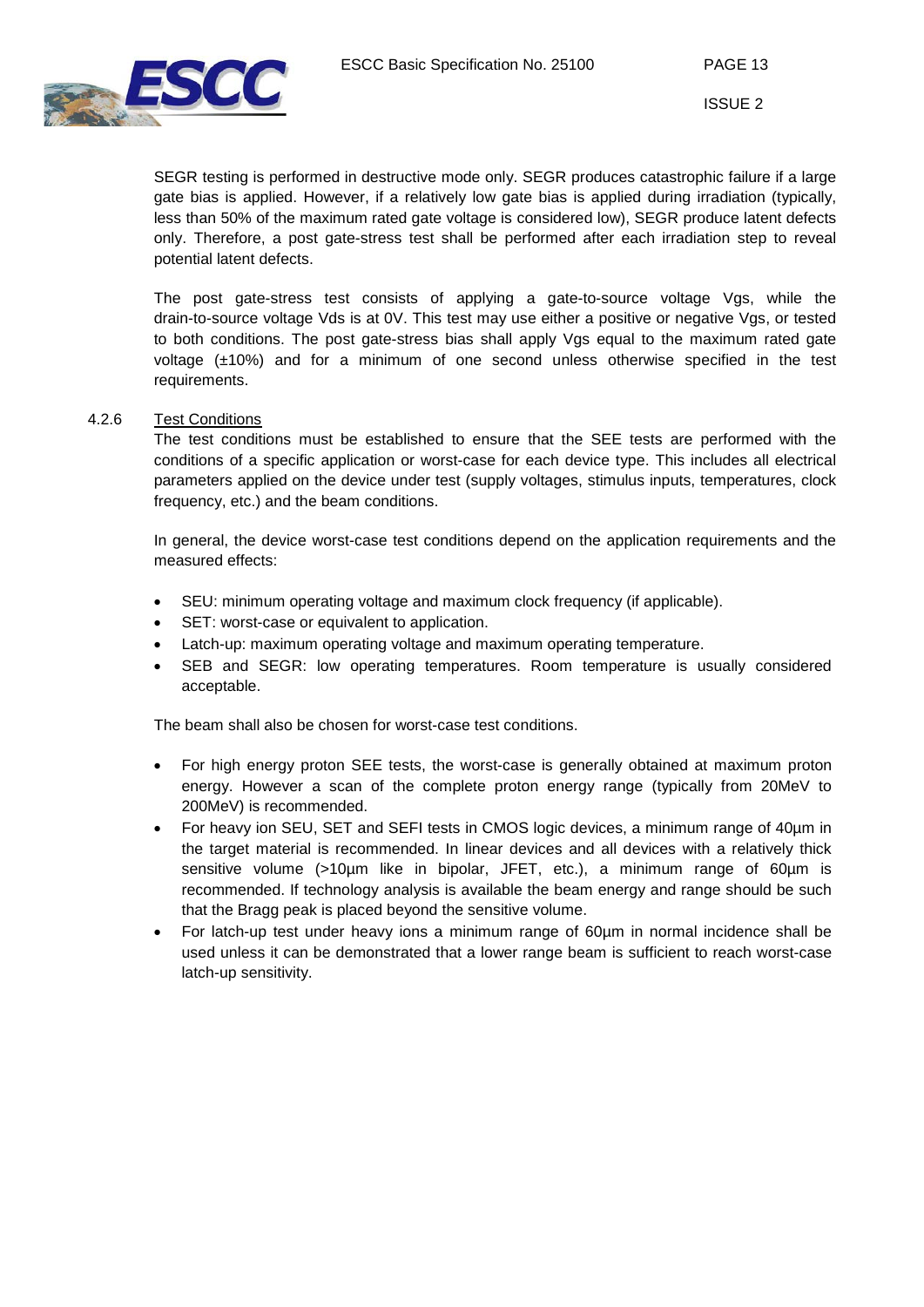SEGR testing is performed in destructive mode only. SEGR produces catastrophic failure if a large gate bias is applied. However, if a relatively low gate bias is applied during irradiation (typically, less than 50% of the maximum rated gate voltage is considered low), SEGR produce latent defects only. Therefore, a post gate-stress test shall be performed after each irradiation step to reveal potential latent defects.

The post gate-stress test consists of applying a gate-to-source voltage Vgs, while the drain-to-source voltage Vds is at 0V. This test may use either a positive or negative Vgs, or tested to both conditions. The post gate-stress bias shall apply Vgs equal to the maximum rated gate voltage (±10%) and for a minimum of one second unless otherwise specified in the test requirements.

#### 4.2.6 Test Conditions

The test conditions must be established to ensure that the SEE tests are performed with the conditions of a specific application or worst-case for each device type. This includes all electrical parameters applied on the device under test (supply voltages, stimulus inputs, temperatures, clock frequency, etc.) and the beam conditions.

In general, the device worst-case test conditions depend on the application requirements and the measured effects:

- SEU: minimum operating voltage and maximum clock frequency (if applicable).
- SET: worst-case or equivalent to application.
- Latch-up: maximum operating voltage and maximum operating temperature.
- SEB and SEGR: low operating temperatures. Room temperature is usually considered acceptable.

The beam shall also be chosen for worst-case test conditions.

- For high energy proton SEE tests, the worst-case is generally obtained at maximum proton energy. However a scan of the complete proton energy range (typically from 20MeV to 200MeV) is recommended.
- For heavy ion SEU, SET and SEFI tests in CMOS logic devices, a minimum range of 40µm in the target material is recommended. In linear devices and all devices with a relatively thick sensitive volume (>10µm like in bipolar, JFET, etc.), a minimum range of 60µm is recommended. If technology analysis is available the beam energy and range should be such that the Bragg peak is placed beyond the sensitive volume.
- For latch-up test under heavy ions a minimum range of 60µm in normal incidence shall be used unless it can be demonstrated that a lower range beam is sufficient to reach worst-case latch-up sensitivity.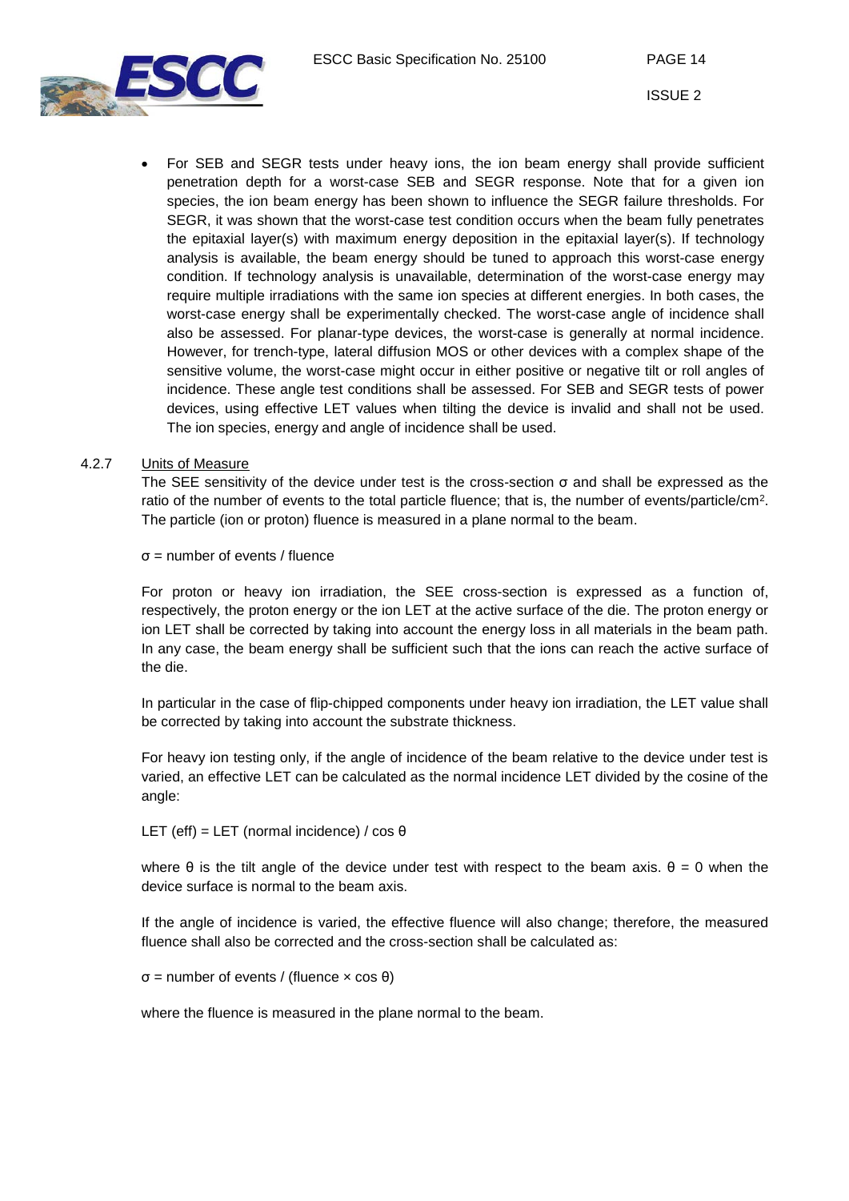- For SEB and SEGR tests under heavy ions, the ion beam energy shall provide sufficient penetration depth for a worst-case SEB and SEGR response. Note that for a given ion species, the ion beam energy has been shown to influence the SEGR failure thresholds. For SEGR, it was shown that the worst-case test condition occurs when the beam fully penetrates the epitaxial layer(s) with maximum energy deposition in the epitaxial layer(s). If technology analysis is available, the beam energy should be tuned to approach this worst-case energy condition. If technology analysis is unavailable, determination of the worst-case energy may require multiple irradiations with the same ion species at different energies. In both cases, the worst-case energy shall be experimentally checked. The worst-case angle of incidence shall also be assessed. For planar-type devices, the worst-case is generally at normal incidence. However, for trench-type, lateral diffusion MOS or other devices with a complex shape of the sensitive volume, the worst-case might occur in either positive or negative tilt or roll angles of incidence. These angle test conditions shall be assessed. For SEB and SEGR tests of power devices, using effective LET values when tilting the device is invalid and shall not be used. The ion species, energy and angle of incidence shall be used.

### 4.2.7 Units of Measure

The SEE sensitivity of the device under test is the cross-section $\sigma$ and shall be expressed as the ratio of the number of events to the total particle fluence; that is, the number of events/particle/cm$^2$. The particle (ion or proton) fluence is measured in a plane normal to the beam.

$\sigma$ = number of events / fluence

For proton or heavy ion irradiation, the SEE cross-section is expressed as a function of, respectively, the proton energy or the ion LET at the active surface of the die. The proton energy or ion LET shall be corrected by taking into account the energy loss in all materials in the beam path. In any case, the beam energy shall be sufficient such that the ions can reach the active surface of the die.

In particular in the case of flip-chipped components under heavy ion irradiation, the LET value shall be corrected by taking into account the substrate thickness.

For heavy ion testing only, if the angle of incidence of the beam relative to the device under test is varied, an effective LET can be calculated as the normal incidence LET divided by the cosine of the angle:

LET (eff) = LET (normal incidence) / $\cos \theta$

where $\theta$ is the tilt angle of the device under test with respect to the beam axis. $\theta = 0$ when the device surface is normal to the beam axis.

If the angle of incidence is varied, the effective fluence will also change; therefore, the measured fluence shall also be corrected and the cross-section shall be calculated as:

$\sigma$ = number of events / (fluence $\times \cos \theta$)

where the fluence is measured in the plane normal to the beam.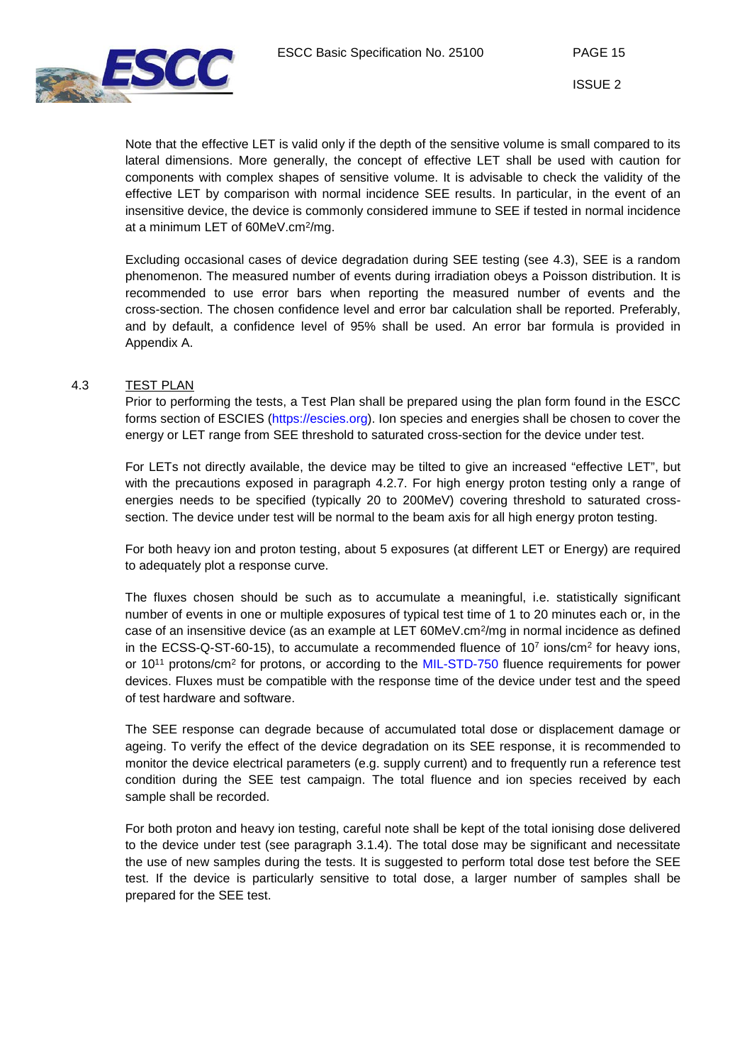Note that the effective LET is valid only if the depth of the sensitive volume is small compared to its lateral dimensions. More generally, the concept of effective LET shall be used with caution for components with complex shapes of sensitive volume. It is advisable to check the validity of the effective LET by comparison with normal incidence SEE results. In particular, in the event of an insensitive device, the device is commonly considered immune to SEE if tested in normal incidence at a minimum LET of 60MeV.cm$^2$/mg.

Excluding occasional cases of device degradation during SEE testing (see 4.3), SEE is a random phenomenon. The measured number of events during irradiation obeys a Poisson distribution. It is recommended to use error bars when reporting the measured number of events and the cross-section. The chosen confidence level and error bar calculation shall be reported. Preferably, and by default, a confidence level of 95% shall be used. An error bar formula is provided in Appendix A.

## 4.3 TEST PLAN

Prior to performing the tests, a Test Plan shall be prepared using the plan form found in the ESCC forms section of ESCIES (https://escies.org). Ion species and energies shall be chosen to cover the energy or LET range from SEE threshold to saturated cross-section for the device under test.

For LETs not directly available, the device may be tilted to give an increased "effective LET", but with the precautions exposed in paragraph 4.2.7. For high energy proton testing only a range of energies needs to be specified (typically 20 to 200MeV) covering threshold to saturated cross-section. The device under test will be normal to the beam axis for all high energy proton testing.

For both heavy ion and proton testing, about 5 exposures (at different LET or Energy) are required to adequately plot a response curve.

The fluxes chosen should be such as to accumulate a meaningful, i.e. statistically significant number of events in one or multiple exposures of typical test time of 1 to 20 minutes each or, in the case of an insensitive device (as an example at LET 60MeV.cm$^2$/mg in normal incidence as defined in the ECSS-Q-ST-60-15), to accumulate a recommended fluence of $10^7$ ions/cm$^2$ for heavy ions, or $10^{11}$ protons/cm$^2$ for protons, or according to the MIL-STD-750 fluence requirements for power devices. Fluxes must be compatible with the response time of the device under test and the speed of test hardware and software.

The SEE response can degrade because of accumulated total dose or displacement damage or ageing. To verify the effect of the device degradation on its SEE response, it is recommended to monitor the device electrical parameters (e.g. supply current) and to frequently run a reference test condition during the SEE test campaign. The total fluence and ion species received by each sample shall be recorded.

For both proton and heavy ion testing, careful note shall be kept of the total ionising dose delivered to the device under test (see paragraph 3.1.4). The total dose may be significant and necessitate the use of new samples during the tests. It is suggested to perform total dose test before the SEE test. If the device is particularly sensitive to total dose, a larger number of samples shall be prepared for the SEE test.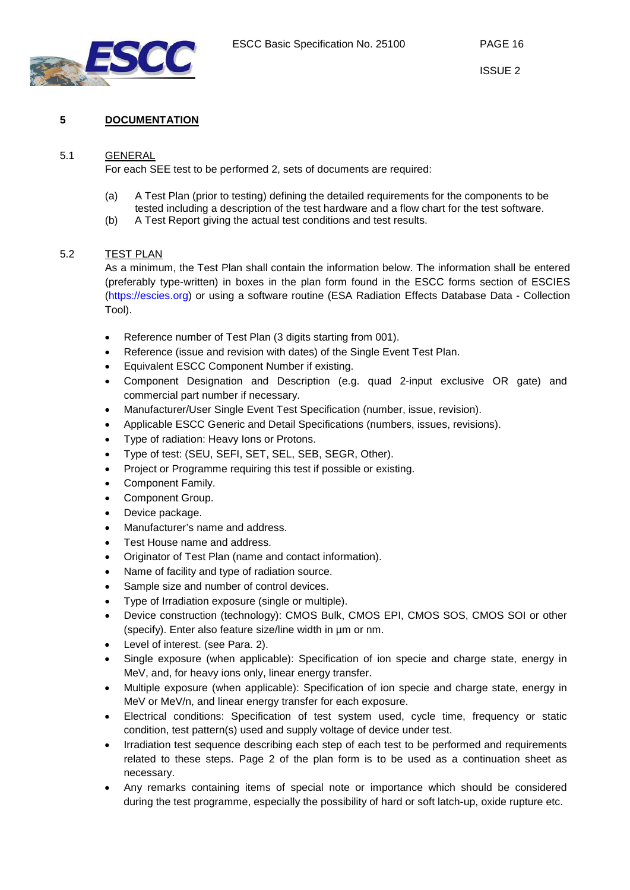# 5 DOCUMENTATION

## 5.1 GENERAL

For each SEE test to be performed 2, sets of documents are required:

(a) A Test Plan (prior to testing) defining the detailed requirements for the components to be tested including a description of the test hardware and a flow chart for the test software.

(b) A Test Report giving the actual test conditions and test results.

## 5.2 TEST PLAN

As a minimum, the Test Plan shall contain the information below. The information shall be entered (preferably type-written) in boxes in the plan form found in the ESCC forms section of ESCIES (https://escies.org) or using a software routine (ESA Radiation Effects Database Data - Collection Tool).

- Reference number of Test Plan (3 digits starting from 001).
- Reference (issue and revision with dates) of the Single Event Test Plan.
- Equivalent ESCC Component Number if existing.
- Component Designation and Description (e.g. quad 2-input exclusive OR gate) and commercial part number if necessary.
- Manufacturer/User Single Event Test Specification (number, issue, revision).
- Applicable ESCC Generic and Detail Specifications (numbers, issues, revisions).
- Type of radiation: Heavy Ions or Protons.
- Type of test: (SEU, SEFI, SET, SEL, SEB, SEGR, Other).
- Project or Programme requiring this test if possible or existing.
- Component Family.
- Component Group.
- Device package.
- Manufacturer's name and address.
- Test House name and address.
- Originator of Test Plan (name and contact information).
- Name of facility and type of radiation source.
- Sample size and number of control devices.
- Type of Irradiation exposure (single or multiple).
- Device construction (technology): CMOS Bulk, CMOS EPI, CMOS SOS, CMOS SOI or other (specify). Enter also feature size/line width in µm or nm.
- Level of interest. (see Para. 2).
- Single exposure (when applicable): Specification of ion specie and charge state, energy in MeV, and, for heavy ions only, linear energy transfer.
- Multiple exposure (when applicable): Specification of ion specie and charge state, energy in MeV or MeV/n, and linear energy transfer for each exposure.
- Electrical conditions: Specification of test system used, cycle time, frequency or static condition, test pattern(s) used and supply voltage of device under test.
- Irradiation test sequence describing each step of each test to be performed and requirements related to these steps. Page 2 of the plan form is to be used as a continuation sheet as necessary.
- Any remarks containing items of special note or importance which should be considered during the test programme, especially the possibility of hard or soft latch-up, oxide rupture etc.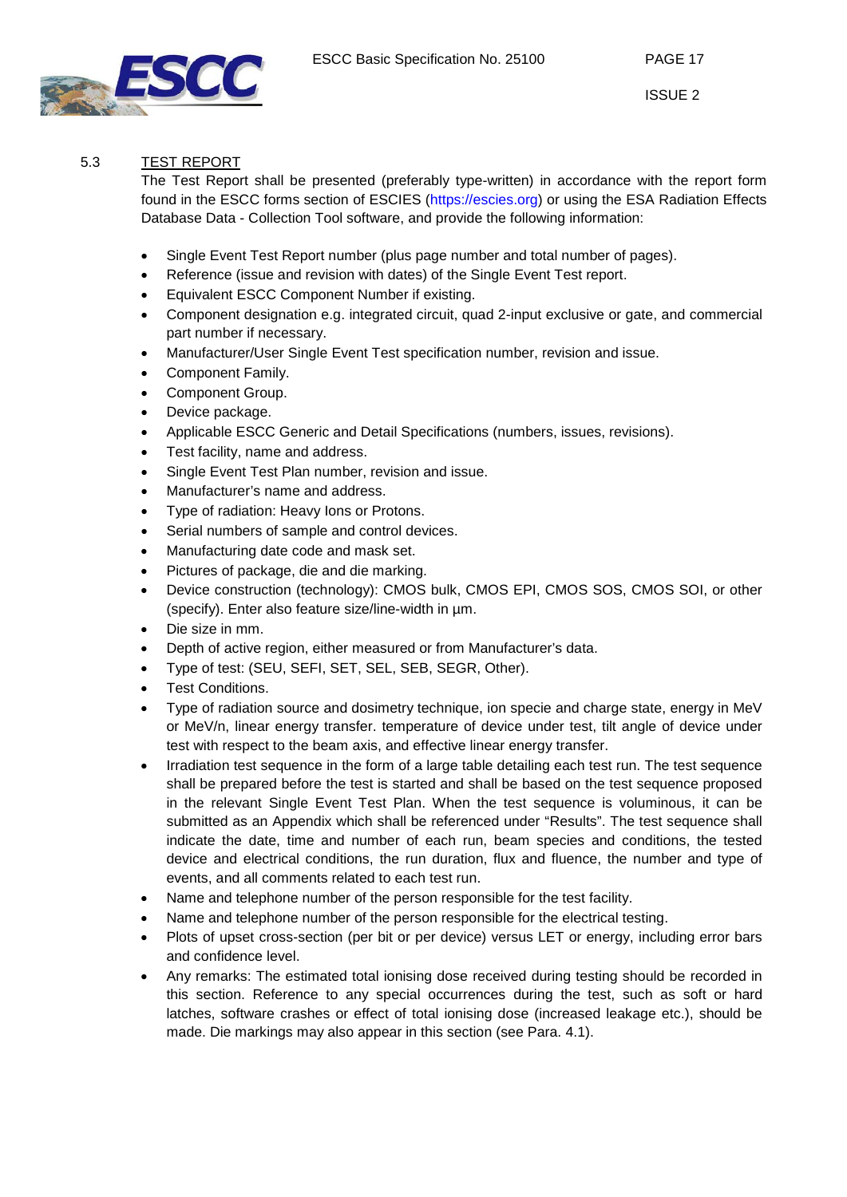## 5.3 TEST REPORT

The Test Report shall be presented (preferably type-written) in accordance with the report form found in the ESCC forms section of ESCIES (https://escies.org) or using the ESA Radiation Effects Database Data - Collection Tool software, and provide the following information:

- Single Event Test Report number (plus page number and total number of pages).
- Reference (issue and revision with dates) of the Single Event Test report.
- Equivalent ESCC Component Number if existing.
- Component designation e.g. integrated circuit, quad 2-input exclusive or gate, and commercial part number if necessary.
- Manufacturer/User Single Event Test specification number, revision and issue.
- Component Family.
- Component Group.
- Device package.
- Applicable ESCC Generic and Detail Specifications (numbers, issues, revisions).
- Test facility, name and address.
- Single Event Test Plan number, revision and issue.
- Manufacturer's name and address.
- Type of radiation: Heavy Ions or Protons.
- Serial numbers of sample and control devices.
- Manufacturing date code and mask set.
- Pictures of package, die and die marking.
- Device construction (technology): CMOS bulk, CMOS EPI, CMOS SOS, CMOS SOI, or other (specify). Enter also feature size/line-width in µm.
- Die size in mm.
- Depth of active region, either measured or from Manufacturer's data.
- Type of test: (SEU, SEFI, SET, SEL, SEB, SEGR, Other).
- Test Conditions.
- Type of radiation source and dosimetry technique, ion specie and charge state, energy in MeV or MeV/n, linear energy transfer. temperature of device under test, tilt angle of device under test with respect to the beam axis, and effective linear energy transfer.
- Irradiation test sequence in the form of a large table detailing each test run. The test sequence shall be prepared before the test is started and shall be based on the test sequence proposed in the relevant Single Event Test Plan. When the test sequence is voluminous, it can be submitted as an Appendix which shall be referenced under "Results". The test sequence shall indicate the date, time and number of each run, beam species and conditions, the tested device and electrical conditions, the run duration, flux and fluence, the number and type of events, and all comments related to each test run.
- Name and telephone number of the person responsible for the test facility.
- Name and telephone number of the person responsible for the electrical testing.
- Plots of upset cross-section (per bit or per device) versus LET or energy, including error bars and confidence level.
- Any remarks: The estimated total ionising dose received during testing should be recorded in this section. Reference to any special occurrences during the test, such as soft or hard latches, software crashes or effect of total ionising dose (increased leakage etc.), should be made. Die markings may also appear in this section (see Para. 4.1).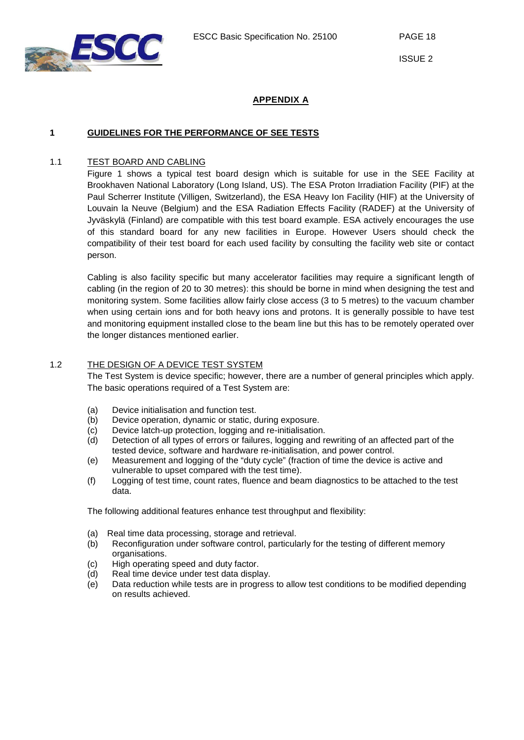# APPENDIX A

## 1 GUIDELINES FOR THE PERFORMANCE OF SEE TESTS

### 1.1 TEST BOARD AND CABLING

Figure 1 shows a typical test board design which is suitable for use in the SEE Facility at Brookhaven National Laboratory (Long Island, US). The ESA Proton Irradiation Facility (PIF) at the Paul Scherrer Institute (Villigen, Switzerland), the ESA Heavy Ion Facility (HIF) at the University of Louvain la Neuve (Belgium) and the ESA Radiation Effects Facility (RADEF) at the University of Jyväskylä (Finland) are compatible with this test board example. ESA actively encourages the use of this standard board for any new facilities in Europe. However Users should check the compatibility of their test board for each used facility by consulting the facility web site or contact person.

Cabling is also facility specific but many accelerator facilities may require a significant length of cabling (in the region of 20 to 30 metres): this should be borne in mind when designing the test and monitoring system. Some facilities allow fairly close access (3 to 5 metres) to the vacuum chamber when using certain ions and for both heavy ions and protons. It is generally possible to have test and monitoring equipment installed close to the beam line but this has to be remotely operated over the longer distances mentioned earlier.

### 1.2 THE DESIGN OF A DEVICE TEST SYSTEM

The Test System is device specific; however, there are a number of general principles which apply. The basic operations required of a Test System are:

- (a) Device initialisation and function test.
- (b) Device operation, dynamic or static, during exposure.
- (c) Device latch-up protection, logging and re-initialisation.
- (d) Detection of all types of errors or failures, logging and rewriting of an affected part of the tested device, software and hardware re-initialisation, and power control.
- (e) Measurement and logging of the “duty cycle” (fraction of time the device is active and vulnerable to upset compared with the test time).
- (f) Logging of test time, count rates, fluence and beam diagnostics to be attached to the test data.

The following additional features enhance test throughput and flexibility:

- (a) Real time data processing, storage and retrieval.
- (b) Reconfiguration under software control, particularly for the testing of different memory organisations.
- (c) High operating speed and duty factor.
- (d) Real time device under test data display.
- (e) Data reduction while tests are in progress to allow test conditions to be modified depending on results achieved.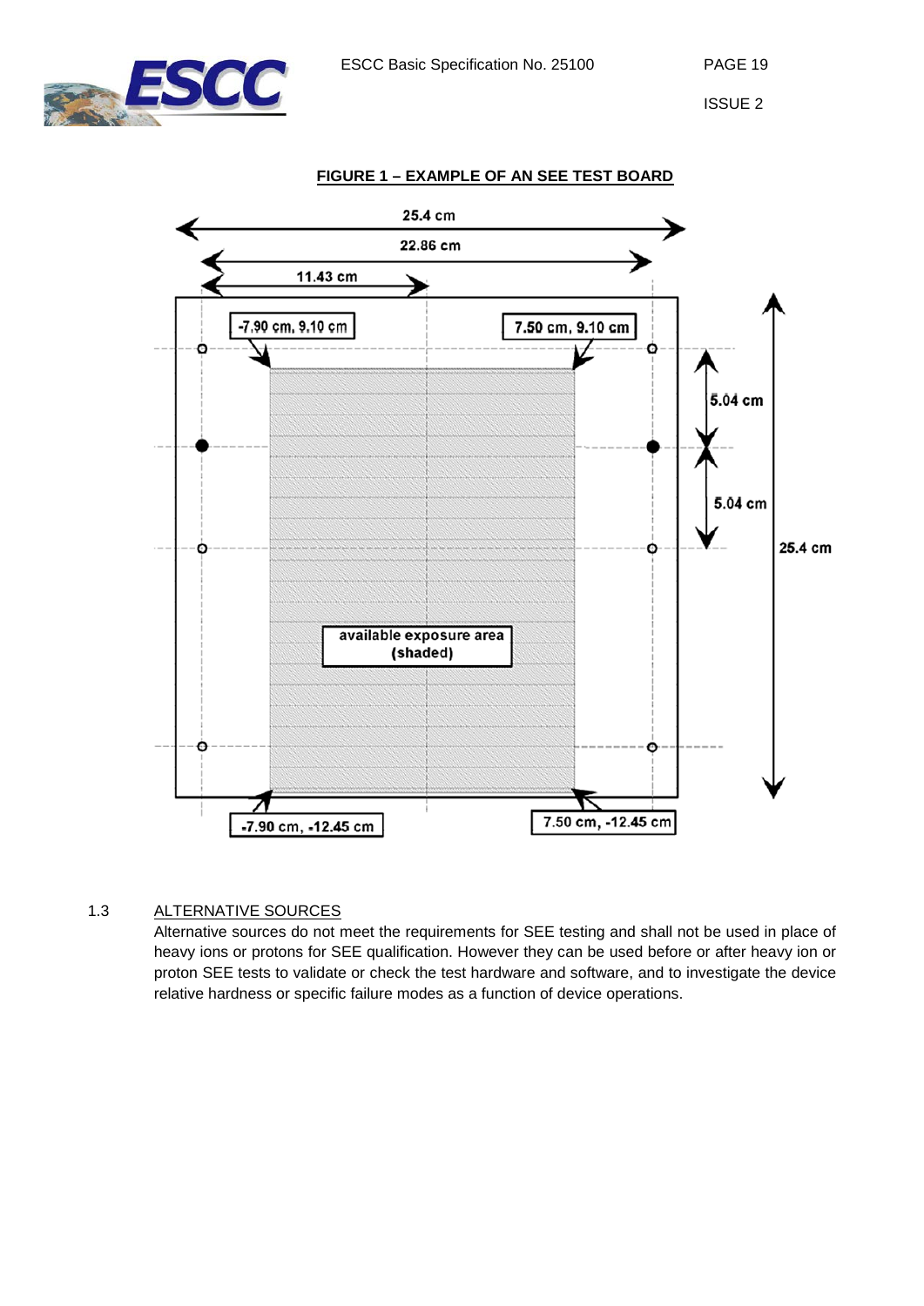**FIGURE 1 – EXAMPLE OF AN SEE TEST BOARD**

25.4 cm

22.86 cm

11.43 cm

-7.90 cm, 9.10 cm

7.50 cm, 9.10 cm

5.04 cm

5.04 cm

25.4 cm

available exposure area (shaded)

-7.90 cm, -12.45 cm

7.50 cm, -12.45 cm

1.3 ALTERNATIVE SOURCES

Alternative sources do not meet the requirements for SEE testing and shall not be used in place of heavy ions or protons for SEE qualification. However they can be used before or after heavy ion or proton SEE tests to validate or check the test hardware and software, and to investigate the device relative hardness or specific failure modes as a function of device operations.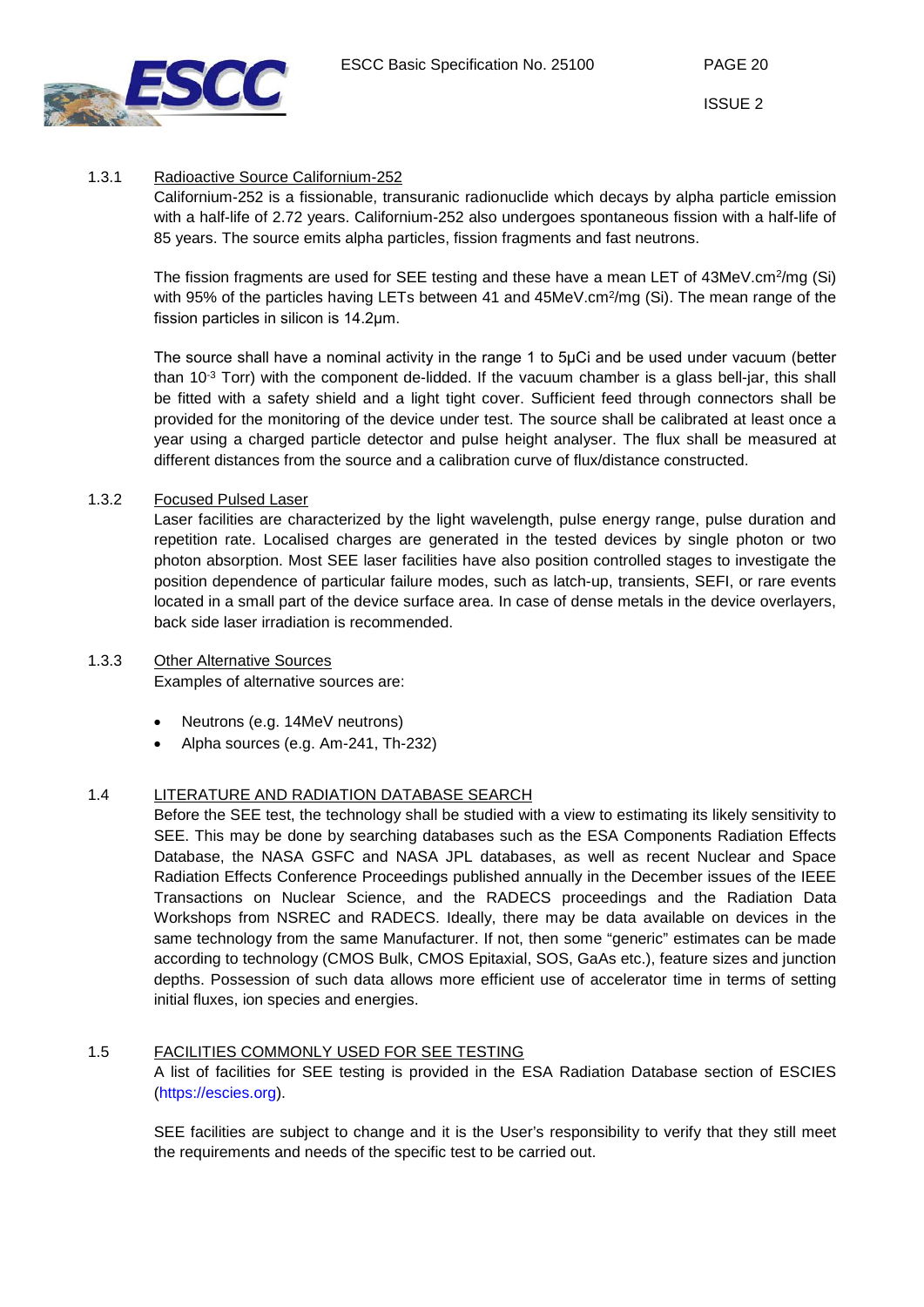### 1.3.1 Radioactive Source Californium-252

Californium-252 is a fissionable, transuranic radionuclide which decays by alpha particle emission with a half-life of 2.72 years. Californium-252 also undergoes spontaneous fission with a half-life of 85 years. The source emits alpha particles, fission fragments and fast neutrons.

The fission fragments are used for SEE testing and these have a mean LET of 43MeV.cm$^2$/mg (Si) with 95% of the particles having LETs between 41 and 45MeV.cm$^2$/mg (Si). The mean range of the fission particles in silicon is 14.2µm.

The source shall have a nominal activity in the range 1 to 5µCi and be used under vacuum (better than $10^{-3}$ Torr) with the component de-lidded. If the vacuum chamber is a glass bell-jar, this shall be fitted with a safety shield and a light tight cover. Sufficient feed through connectors shall be provided for the monitoring of the device under test. The source shall be calibrated at least once a year using a charged particle detector and pulse height analyser. The flux shall be measured at different distances from the source and a calibration curve of flux/distance constructed.

### 1.3.2 Focused Pulsed Laser

Laser facilities are characterized by the light wavelength, pulse energy range, pulse duration and repetition rate. Localised charges are generated in the tested devices by single photon or two photon absorption. Most SEE laser facilities have also position controlled stages to investigate the position dependence of particular failure modes, such as latch-up, transients, SEFI, or rare events located in a small part of the device surface area. In case of dense metals in the device overlayers, back side laser irradiation is recommended.

### 1.3.3 Other Alternative Sources

Examples of alternative sources are:

- Neutrons (e.g. 14MeV neutrons)
- Alpha sources (e.g. Am-241, Th-232)

## 1.4 LITERATURE AND RADIATION DATABASE SEARCH

Before the SEE test, the technology shall be studied with a view to estimating its likely sensitivity to SEE. This may be done by searching databases such as the ESA Components Radiation Effects Database, the NASA GSFC and NASA JPL databases, as well as recent Nuclear and Space Radiation Effects Conference Proceedings published annually in the December issues of the IEEE Transactions on Nuclear Science, and the RADECS proceedings and the Radiation Data Workshops from NSREC and RADECS. Ideally, there may be data available on devices in the same technology from the same Manufacturer. If not, then some "generic" estimates can be made according to technology (CMOS Bulk, CMOS Epitaxial, SOS, GaAs etc.), feature sizes and junction depths. Possession of such data allows more efficient use of accelerator time in terms of setting initial fluxes, ion species and energies.

## 1.5 FACILITIES COMMONLY USED FOR SEE TESTING

A list of facilities for SEE testing is provided in the ESA Radiation Database section of ESCIES (https://escies.org).

SEE facilities are subject to change and it is the User's responsibility to verify that they still meet the requirements and needs of the specific test to be carried out.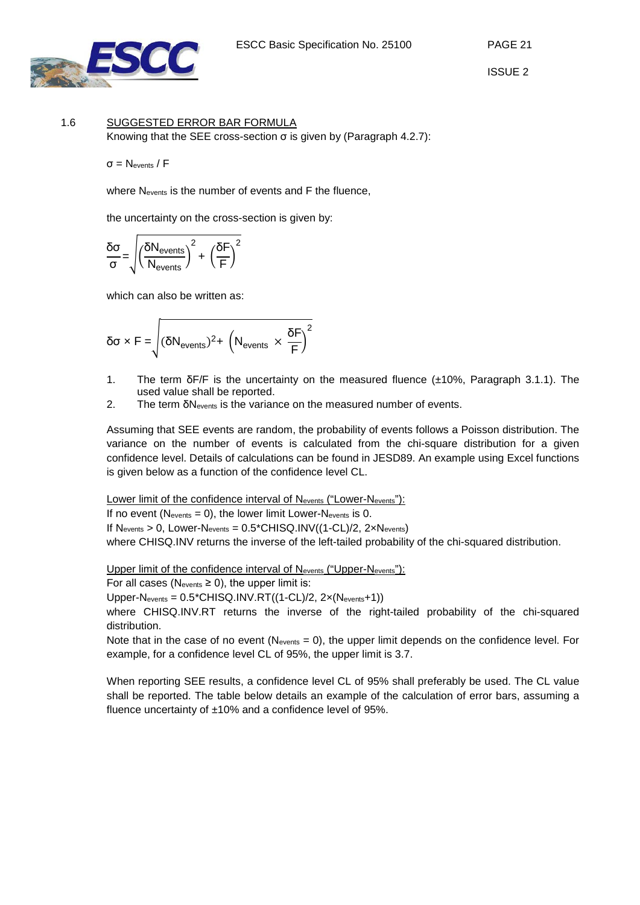## 1.6 SUGGESTED ERROR BAR FORMULA

Knowing that the SEE cross-section σ is given by (Paragraph 4.2.7):

$$\sigma = N_{events} / F$$

where $N_{events}$ is the number of events and F the fluence,

the uncertainty on the cross-section is given by:

$$\frac{\delta\sigma}{\sigma} = \sqrt{\left(\frac{\delta N_{events}}{N_{events}}\right)^2 + \left(\frac{\delta F}{F}\right)^2}$$

which can also be written as:

$$\delta\sigma \times F = \sqrt{(\delta N_{events})^2 + \left(N_{events} \times \frac{\delta F}{F}\right)^2}$$

1. The term $\delta F/F$ is the uncertainty on the measured fluence (±10%, Paragraph 3.1.1). The used value shall be reported.
2. The term $\delta N_{events}$ is the variance on the measured number of events.

Assuming that SEE events are random, the probability of events follows a Poisson distribution. The variance on the number of events is calculated from the chi-square distribution for a given confidence level. Details of calculations can be found in JESD89. An example using Excel functions is given below as a function of the confidence level CL.

Lower limit of the confidence interval of $N_{events}$ ("Lower-$N_{events}$"):

If no event ($N_{events} = 0$), the lower limit Lower-$N_{events}$ is 0.

If $N_{events} > 0$, Lower-$N_{events}$ = 0.5*CHISQ.INV((1-CL)/2, 2×$N_{events}$)

where CHISQ.INV returns the inverse of the left-tailed probability of the chi-squared distribution.

Upper limit of the confidence interval of $N_{events}$ ("Upper-$N_{events}$"):

For all cases ($N_{events} \geq 0$), the upper limit is:

Upper-$N_{events}$ = 0.5*CHISQ.INV.RT((1-CL)/2, 2×($N_{events}$+1))

where CHISQ.INV.RT returns the inverse of the right-tailed probability of the chi-squared distribution.

Note that in the case of no event ($N_{events} = 0$), the upper limit depends on the confidence level. For example, for a confidence level CL of 95%, the upper limit is 3.7.

When reporting SEE results, a confidence level CL of 95% shall preferably be used. The CL value shall be reported. The table below details an example of the calculation of error bars, assuming a fluence uncertainty of ±10% and a confidence level of 95%.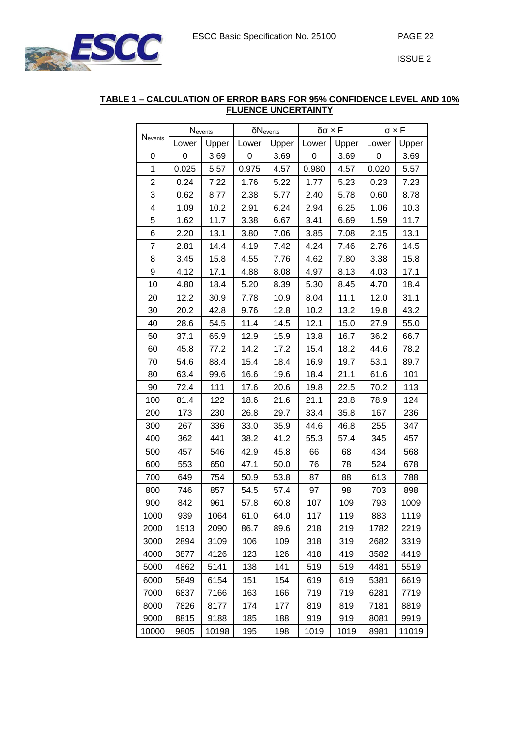**TABLE 1 – CALCULATION OF ERROR BARS FOR 95% CONFIDENCE LEVEL AND 10% FLUENCE UNCERTAINTY**

| $N_{events}$ | $N_{events}$ | | $\delta N_{events}$ | | $\delta\sigma \times F$ | | $\sigma \times F$ | |
|---|---|---|---|---|---|---|---|---|
| | Lower | Upper | Lower | Upper | Lower | Upper | Lower | Upper |
| 0 | 0 | 3.69 | 0 | 3.69 | 0 | 3.69 | 0 | 3.69 |
| 1 | 0.025 | 5.57 | 0.975 | 4.57 | 0.980 | 4.57 | 0.020 | 5.57 |
| 2 | 0.24 | 7.22 | 1.76 | 5.22 | 1.77 | 5.23 | 0.23 | 7.23 |
| 3 | 0.62 | 8.77 | 2.38 | 5.77 | 2.40 | 5.78 | 0.60 | 8.78 |
| 4 | 1.09 | 10.2 | 2.91 | 6.24 | 2.94 | 6.25 | 1.06 | 10.3 |
| 5 | 1.62 | 11.7 | 3.38 | 6.67 | 3.41 | 6.69 | 1.59 | 11.7 |
| 6 | 2.20 | 13.1 | 3.80 | 7.06 | 3.85 | 7.08 | 2.15 | 13.1 |
| 7 | 2.81 | 14.4 | 4.19 | 7.42 | 4.24 | 7.46 | 2.76 | 14.5 |
| 8 | 3.45 | 15.8 | 4.55 | 7.76 | 4.62 | 7.80 | 3.38 | 15.8 |
| 9 | 4.12 | 17.1 | 4.88 | 8.08 | 4.97 | 8.13 | 4.03 | 17.1 |
| 10 | 4.80 | 18.4 | 5.20 | 8.39 | 5.30 | 8.45 | 4.70 | 18.4 |
| 20 | 12.2 | 30.9 | 7.78 | 10.9 | 8.04 | 11.1 | 12.0 | 31.1 |
| 30 | 20.2 | 42.8 | 9.76 | 12.8 | 10.2 | 13.2 | 19.8 | 43.2 |
| 40 | 28.6 | 54.5 | 11.4 | 14.5 | 12.1 | 15.0 | 27.9 | 55.0 |
| 50 | 37.1 | 65.9 | 12.9 | 15.9 | 13.8 | 16.7 | 36.2 | 66.7 |
| 60 | 45.8 | 77.2 | 14.2 | 17.2 | 15.4 | 18.2 | 44.6 | 78.2 |
| 70 | 54.6 | 88.4 | 15.4 | 18.4 | 16.9 | 19.7 | 53.1 | 89.7 |
| 80 | 63.4 | 99.6 | 16.6 | 19.6 | 18.4 | 21.1 | 61.6 | 101 |
| 90 | 72.4 | 111 | 17.6 | 20.6 | 19.8 | 22.5 | 70.2 | 113 |
| 100 | 81.4 | 122 | 18.6 | 21.6 | 21.1 | 23.8 | 78.9 | 124 |
| 200 | 173 | 230 | 26.8 | 29.7 | 33.4 | 35.8 | 167 | 236 |
| 300 | 267 | 336 | 33.0 | 35.9 | 44.6 | 46.8 | 255 | 347 |
| 400 | 362 | 441 | 38.2 | 41.2 | 55.3 | 57.4 | 345 | 457 |
| 500 | 457 | 546 | 42.9 | 45.8 | 66 | 68 | 434 | 568 |
| 600 | 553 | 650 | 47.1 | 50.0 | 76 | 78 | 524 | 678 |
| 700 | 649 | 754 | 50.9 | 53.8 | 87 | 88 | 613 | 788 |
| 800 | 746 | 857 | 54.5 | 57.4 | 97 | 98 | 703 | 898 |
| 900 | 842 | 961 | 57.8 | 60.8 | 107 | 109 | 793 | 1009 |
| 1000 | 939 | 1064 | 61.0 | 64.0 | 117 | 119 | 883 | 1119 |
| 2000 | 1913 | 2090 | 86.7 | 89.6 | 218 | 219 | 1782 | 2219 |
| 3000 | 2894 | 3109 | 106 | 109 | 318 | 319 | 2682 | 3319 |
| 4000 | 3877 | 4126 | 123 | 126 | 418 | 419 | 3582 | 4419 |
| 5000 | 4862 | 5141 | 138 | 141 | 519 | 519 | 4481 | 5519 |
| 6000 | 5849 | 6154 | 151 | 154 | 619 | 619 | 5381 | 6619 |
| 7000 | 6837 | 7166 | 163 | 166 | 719 | 719 | 6281 | 7719 |
| 8000 | 7826 | 8177 | 174 | 177 | 819 | 819 | 7181 | 8819 |
| 9000 | 8815 | 9188 | 185 | 188 | 919 | 919 | 8081 | 9919 |
| 10000 | 9805 | 10198 | 195 | 198 | 1019 | 1019 | 8981 | 11019 |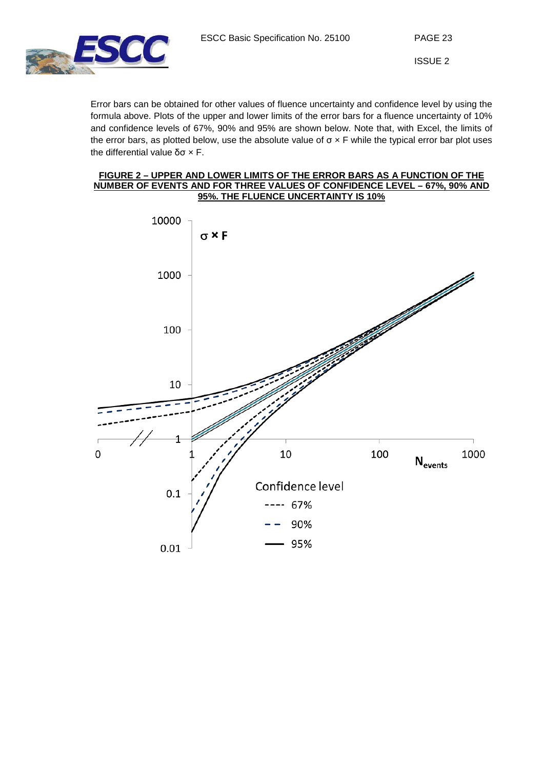Error bars can be obtained for other values of fluence uncertainty and confidence level by using the formula above. Plots of the upper and lower limits of the error bars for a fluence uncertainty of 10% and confidence levels of 67%, 90% and 95% are shown below. Note that, with Excel, the limits of the error bars, as plotted below, use the absolute value of $\sigma \times F$ while the typical error bar plot uses the differential value $\delta\sigma \times F$.

**FIGURE 2 – UPPER AND LOWER LIMITS OF THE ERROR BARS AS A FUNCTION OF THE NUMBER OF EVENTS AND FOR THREE VALUES OF CONFIDENCE LEVEL – 67%, 90% AND 95%. THE FLUENCE UNCERTAINTY IS 10%**

$\sigma \times F$

10000
1000
100
10
1
0.1
0.01

0
1
10
100
1000

$N_{events}$

Confidence level

67%
90%
95%